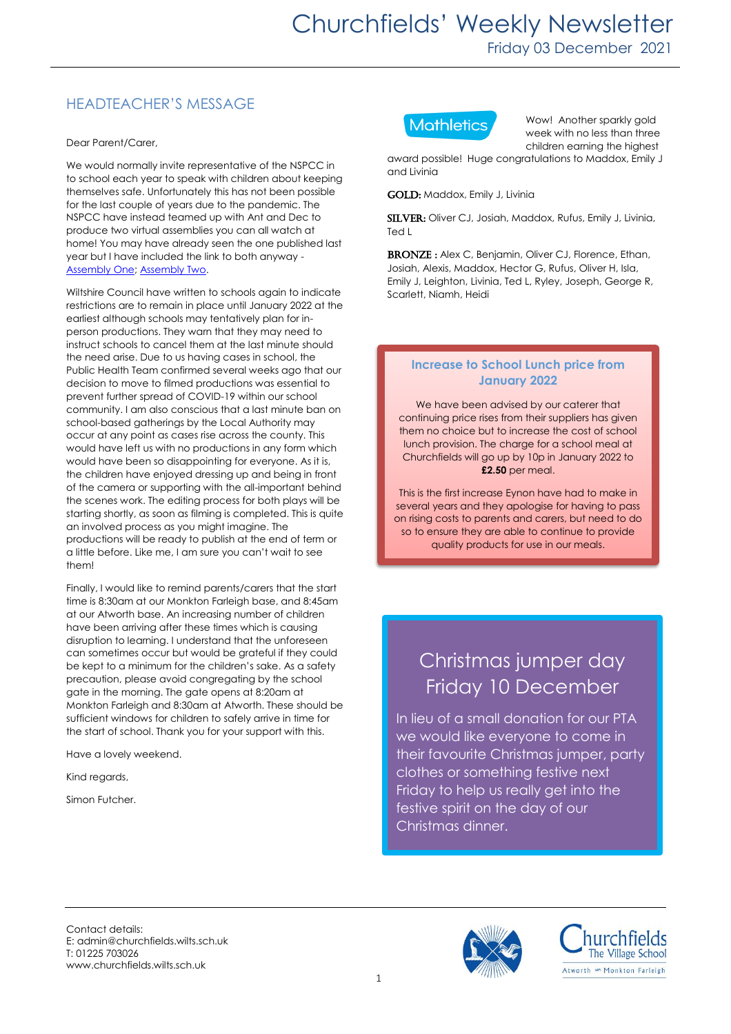# Churchfields' Weekly Newsletter

Friday 03 December 2021

## HEADTEACHER'S MESSAGE

Dear Parent/Carer,

We would normally invite representative of the NSPCC in to school each year to speak with children about keeping themselves safe. Unfortunately this has not been possible for the last couple of years due to the pandemic. The NSPCC have instead teamed up with Ant and Dec to produce two virtual assemblies you can all watch at home! You may have already seen the one published last year but I have included the link to both anyway - Assembly One; Assembly Two.

Wiltshire Council have written to schools again to indicate restrictions are to remain in place until January 2022 at the earliest although schools may tentatively plan for in-person productions. They warn that they may need to instruct schools to cancel them at the last minute should the need arise. Due to us having cases in school, the Public Health Team confirmed several weeks ago that our decision to move to filmed productions was essential to prevent further spread of COVID-19 within our school community. I am also conscious that a last minute ban on school-based gatherings by the Local Authority may occur at any point as cases rise across the county. This would have left us with no productions in any form which would have been so disappointing for everyone. As it is, the children have enjoyed dressing up and being in front of the camera or supporting with the all-important behind the scenes work. The editing process for both plays will be starting shortly, as soon as filming is completed. This is quite an involved process as you might imagine. The productions will be ready to publish at the end of term or a little before. Like me, I am sure you can't wait to see them!

Finally, I would like to remind parents/carers that the start time is 8:30am at our Monkton Farleigh base, and 8:45am at our Atworth base. An increasing number of children have been arriving after these times which is causing disruption to learning. I understand that the unforeseen can sometimes occur but would be grateful if they could be kept to a minimum for the children's sake. As a safety precaution, please avoid congregating by the school gate in the morning. The gate opens at 8:20am at Monkton Farleigh and 8:30am at Atworth. These should be sufficient windows for children to safely arrive in time for the start of school. Thank you for your support with this.

Have a lovely weekend.

Kind regards,

Simon Futcher.

## Mathletics

Wow! Another sparkly gold week with no less than three children earning the highest award possible! Huge congratulations to Maddox, Emily J and Livinia

**GOLD:** Maddox, Emily J, Livinia

**SILVER:** Oliver CJ, Josiah, Maddox, Rufus, Emily J, Livinia, Ted L

**BRONZE :** Alex C, Benjamin, Oliver CJ, Florence, Ethan, Josiah, Alexis, Maddox, Hector G, Rufus, Oliver H, Isla, Emily J, Leighton, Livinia, Ted L, Ryley, Joseph, George R, Scarlett, Niamh, Heidi

### Increase to School Lunch price from January 2022

We have been advised by our caterer that continuing price rises from their suppliers has given them no choice but to increase the cost of school lunch provision. The charge for a school meal at Churchfields will go up by 10p in January 2022 to **£2.50** per meal.

This is the first increase Eynon have had to make in several years and they apologise for having to pass on rising costs to parents and carers, but need to do so to ensure they are able to continue to provide quality products for use in our meals.

### Christmas jumper day Friday 10 December

In lieu of a small donation for our PTA we would like everyone to come in their favourite Christmas jumper, party clothes or something festive next Friday to help us really get into the festive spirit on the day of our Christmas dinner.

Contact details:
E: admin@churchfields.wilts.sch.uk
T: 01225 703026
www.churchfields.wilts.sch.uk

Churchfields The Village School
Atworth and Monkton Farleigh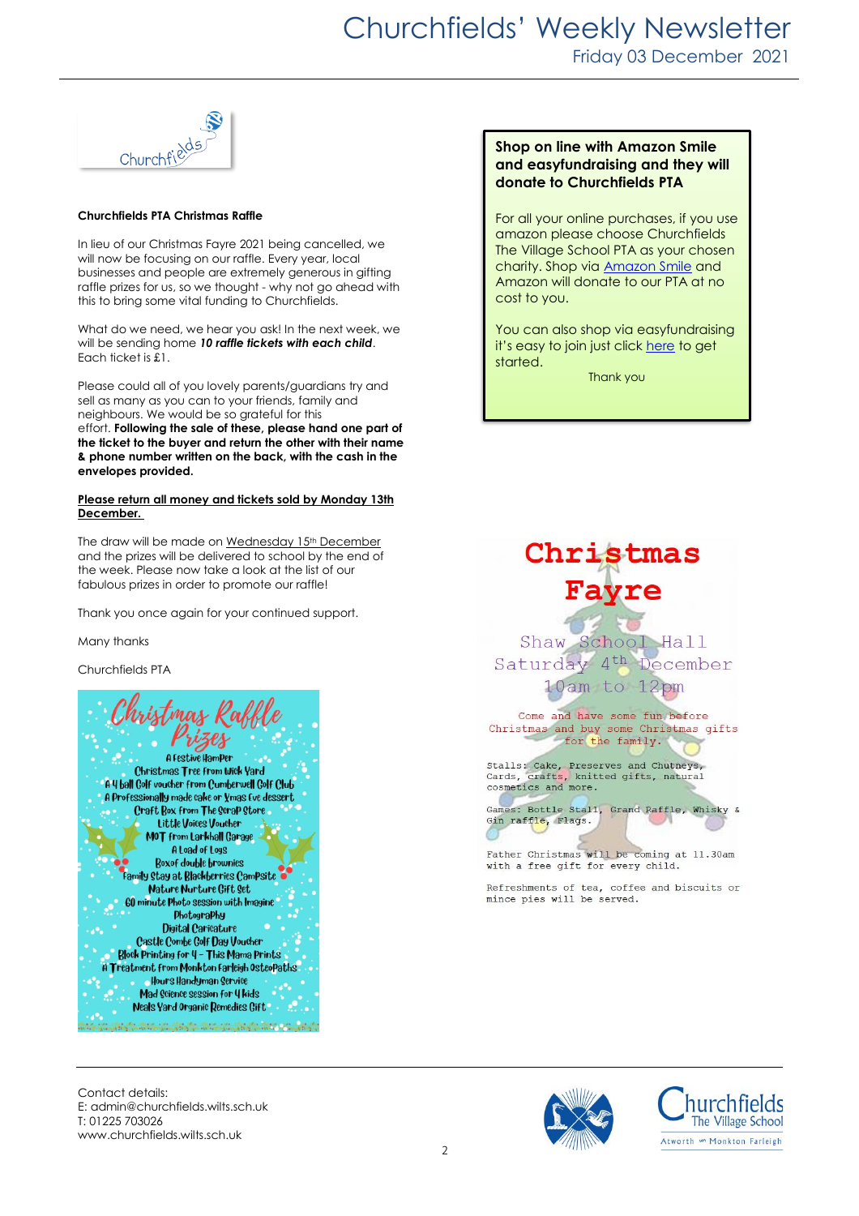### Churchfields PTA Christmas Raffle

In lieu of our Christmas Fayre 2021 being cancelled, we will now be focusing on our raffle. Every year, local businesses and people are extremely generous in gifting raffle prizes for us, so we thought - why not go ahead with this to bring some vital funding to Churchfields.

What do we need, we hear you ask! In the next week, we will be sending home ***10 raffle tickets with each child***. Each ticket is £1.

Please could all of you lovely parents/guardians try and sell as many as you can to your friends, family and neighbours. We would be so grateful for this effort. **Following the sale of these, please hand one part of the ticket to the buyer and return the other with their name & phone number written on the back, with the cash in the envelopes provided.**

**Please return all money and tickets sold by Monday 13th December.**

The draw will be made on Wednesday 15th December and the prizes will be delivered to school by the end of the week. Please now take a look at the list of our fabulous prizes in order to promote our raffle!

Thank you once again for your continued support.

Many thanks

Churchfields PTA

## Christmas Raffle Prizes

- A Festive Hamper
- Christmas Tree from Wick Yard
- A 4 ball Golf voucher from Cumberwell Golf Club
- A Professionally made cake or Xmas Eve dessert
- Craft Box from The Scrap Store
- Little Voices Voucher
- MOT from Larkhall Garage
- A Load of Logs
- Box of double brownies
- Family Stay at Blackberries Campsite
- Nature Nurture Gift Set
- 60 minute Photo session with Imagine Photography
- Digital Caricature
- Castle Combe Golf Day Voucher
- Block Printing for 4 – This Mama Prints
- A Treatment from Monkton Farleigh Osteopaths
- Hours Handyman Service
- Mad Science session for 4 kids
- Neals Yard Organic Remedies Gift

**Shop on line with Amazon Smile and easyfundraising and they will donate to Churchfields PTA**

For all your online purchases, if you use amazon please choose Churchfields The Village School PTA as your chosen charity. Shop via Amazon Smile and Amazon will donate to our PTA at no cost to you.

You can also shop via easyfundraising it's easy to join just click here to get started.

Thank you

## Christmas Fayre

Shaw School Hall
Saturday 4th December
10am to 12pm

Come and have some fun before Christmas and buy some Christmas gifts for the family.

Stalls: Cake, Preserves and Chutneys, Cards, crafts, knitted gifts, natural cosmetics and more.

Games: Bottle Stall, Grand Raffle, Whisky & Gin raffle, Flags.

Father Christmas will be coming at 11.30am with a free gift for every child.

Refreshments of tea, coffee and biscuits or mince pies will be served.

Contact details:
E: admin@churchfields.wilts.sch.uk
T: 01225 703026
www.churchfields.wilts.sch.uk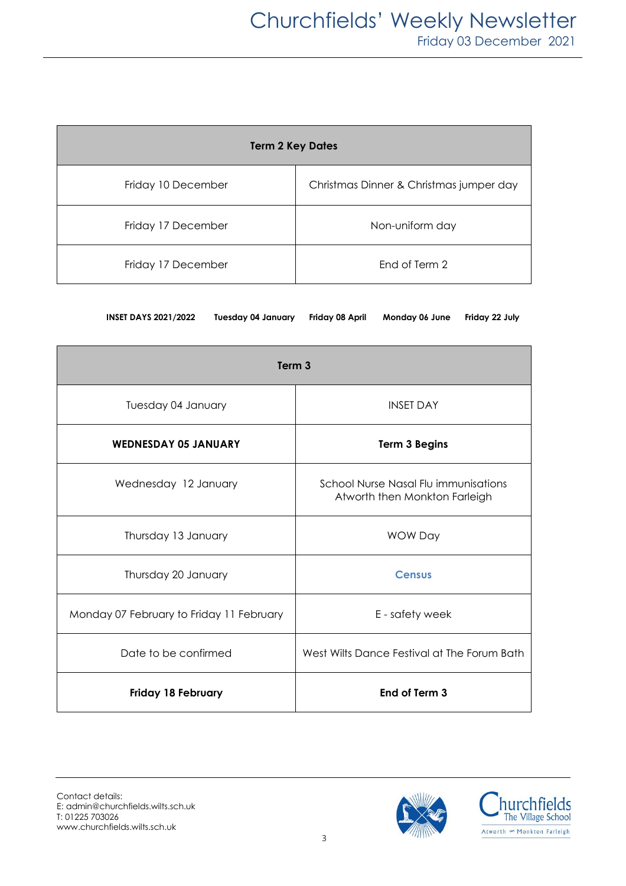| Term 2 Key Dates | |
|---|---|
| Friday 10 December | Christmas Dinner & Christmas jumper day |
| Friday 17 December | Non-uniform day |
| Friday 17 December | End of Term 2 |

**INSET DAYS 2021/2022** **Tuesday 04 January** **Friday 08 April** **Monday 06 June** **Friday 22 July**

| Term 3 | |
|---|---|
| Tuesday 04 January | INSET DAY |
| **WEDNESDAY 05 JANUARY** | **Term 3 Begins** |
| Wednesday 12 January | School Nurse Nasal Flu immunisations Atworth then Monkton Farleigh |
| Thursday 13 January | WOW Day |
| Thursday 20 January | **Census** |
| Monday 07 February to Friday 11 February | E - safety week |
| Date to be confirmed | West Wilts Dance Festival at The Forum Bath |
| **Friday 18 February** | **End of Term 3** |

Contact details:
E: admin@churchfields.wilts.sch.uk
T: 01225 703026
www.churchfields.wilts.sch.uk

Churchfields The Village School
Atworth & Monkton Farleigh